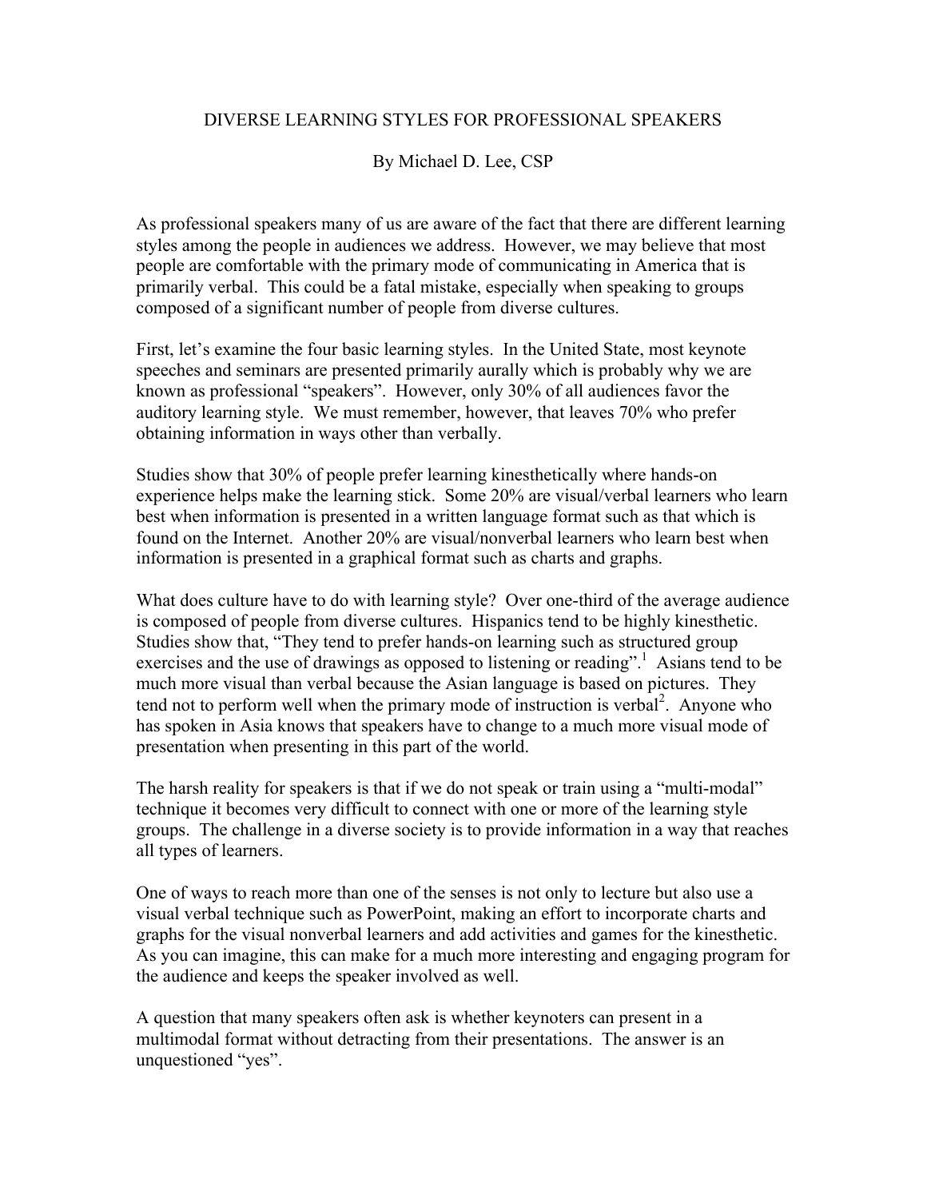# DIVERSE LEARNING STYLES FOR PROFESSIONAL SPEAKERS

By Michael D. Lee, CSP

As professional speakers many of us are aware of the fact that there are different learning styles among the people in audiences we address. However, we may believe that most people are comfortable with the primary mode of communicating in America that is primarily verbal. This could be a fatal mistake, especially when speaking to groups composed of a significant number of people from diverse cultures.

First, let's examine the four basic learning styles. In the United State, most keynote speeches and seminars are presented primarily aurally which is probably why we are known as professional "speakers". However, only 30% of all audiences favor the auditory learning style. We must remember, however, that leaves 70% who prefer obtaining information in ways other than verbally.

Studies show that 30% of people prefer learning kinesthetically where hands-on experience helps make the learning stick. Some 20% are visual/verbal learners who learn best when information is presented in a written language format such as that which is found on the Internet. Another 20% are visual/nonverbal learners who learn best when information is presented in a graphical format such as charts and graphs.

What does culture have to do with learning style? Over one-third of the average audience is composed of people from diverse cultures. Hispanics tend to be highly kinesthetic. Studies show that, "They tend to prefer hands-on learning such as structured group exercises and the use of drawings as opposed to listening or reading".[1] Asians tend to be much more visual than verbal because the Asian language is based on pictures. They tend not to perform well when the primary mode of instruction is verbal[2]. Anyone who has spoken in Asia knows that speakers have to change to a much more visual mode of presentation when presenting in this part of the world.

The harsh reality for speakers is that if we do not speak or train using a "multi-modal" technique it becomes very difficult to connect with one or more of the learning style groups. The challenge in a diverse society is to provide information in a way that reaches all types of learners.

One of ways to reach more than one of the senses is not only to lecture but also use a visual verbal technique such as PowerPoint, making an effort to incorporate charts and graphs for the visual nonverbal learners and add activities and games for the kinesthetic. As you can imagine, this can make for a much more interesting and engaging program for the audience and keeps the speaker involved as well.

A question that many speakers often ask is whether keynoters can present in a multimodal format without detracting from their presentations. The answer is an unquestioned "yes".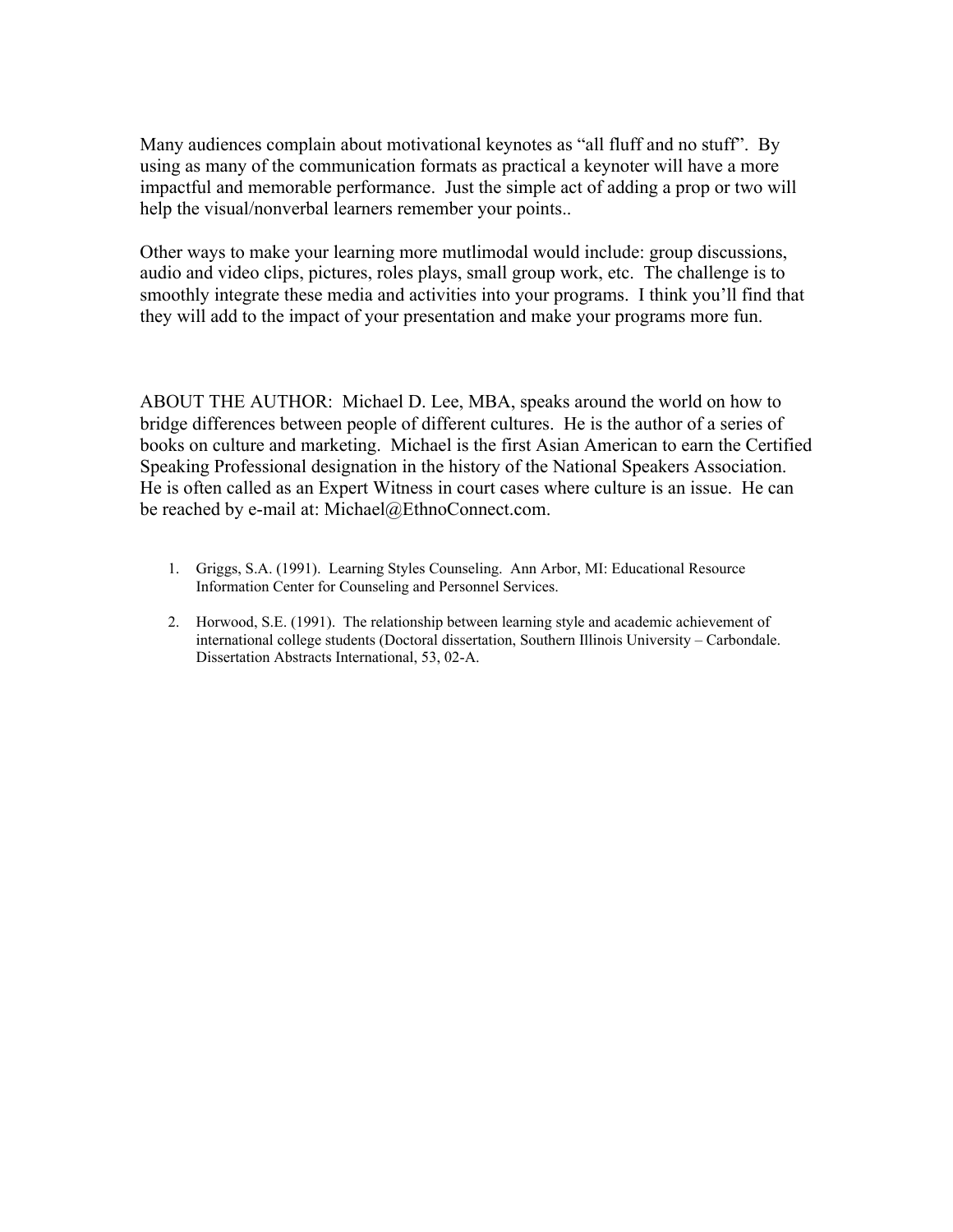Many audiences complain about motivational keynotes as "all fluff and no stuff". By using as many of the communication formats as practical a keynoter will have a more impactful and memorable performance. Just the simple act of adding a prop or two will help the visual/nonverbal learners remember your points..

Other ways to make your learning more mutlimodal would include: group discussions, audio and video clips, pictures, roles plays, small group work, etc. The challenge is to smoothly integrate these media and activities into your programs. I think you'll find that they will add to the impact of your presentation and make your programs more fun.

ABOUT THE AUTHOR: Michael D. Lee, MBA, speaks around the world on how to bridge differences between people of different cultures. He is the author of a series of books on culture and marketing. Michael is the first Asian American to earn the Certified Speaking Professional designation in the history of the National Speakers Association. He is often called as an Expert Witness in court cases where culture is an issue. He can be reached by e-mail at: Michael@EthnoConnect.com.

1. Griggs, S.A. (1991). Learning Styles Counseling. Ann Arbor, MI: Educational Resource Information Center for Counseling and Personnel Services.

2. Horwood, S.E. (1991). The relationship between learning style and academic achievement of international college students (Doctoral dissertation, Southern Illinois University – Carbondale. Dissertation Abstracts International, 53, 02-A.